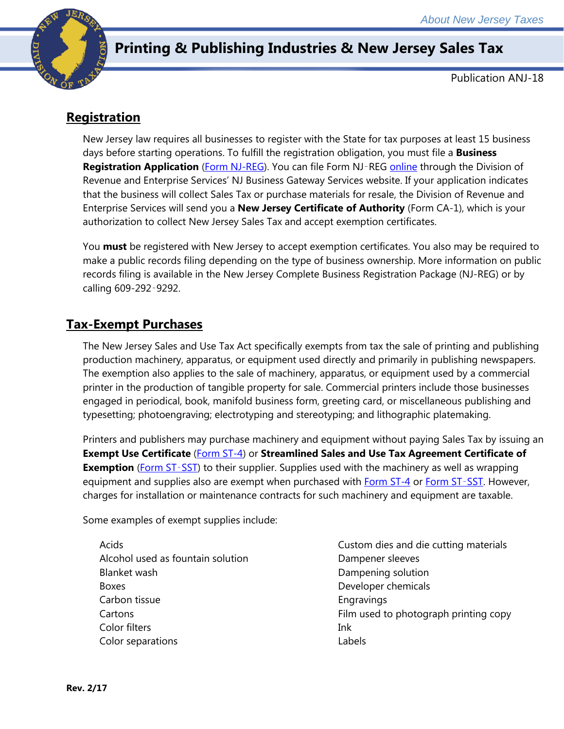About New Jersey Taxes

# Printing & Publishing Industries & New Jersey Sales Tax

Publication ANJ-18

## Registration

New Jersey law requires all businesses to register with the State for tax purposes at least 15 business days before starting operations. To fulfill the registration obligation, you must file a **Business Registration Application** (Form NJ-REG). You can file Form NJ‑REG online through the Division of Revenue and Enterprise Services' NJ Business Gateway Services website. If your application indicates that the business will collect Sales Tax or purchase materials for resale, the Division of Revenue and Enterprise Services will send you a **New Jersey Certificate of Authority** (Form CA-1), which is your authorization to collect New Jersey Sales Tax and accept exemption certificates.

You **must** be registered with New Jersey to accept exemption certificates. You also may be required to make a public records filing depending on the type of business ownership. More information on public records filing is available in the New Jersey Complete Business Registration Package (NJ-REG) or by calling 609-292‑9292.

## Tax-Exempt Purchases

The New Jersey Sales and Use Tax Act specifically exempts from tax the sale of printing and publishing production machinery, apparatus, or equipment used directly and primarily in publishing newspapers. The exemption also applies to the sale of machinery, apparatus, or equipment used by a commercial printer in the production of tangible property for sale. Commercial printers include those businesses engaged in periodical, book, manifold business form, greeting card, or miscellaneous publishing and typesetting; photoengraving; electrotyping and stereotyping; and lithographic platemaking.

Printers and publishers may purchase machinery and equipment without paying Sales Tax by issuing an **Exempt Use Certificate** (Form ST-4) or **Streamlined Sales and Use Tax Agreement Certificate of Exemption** (Form ST‑SST) to their supplier. Supplies used with the machinery as well as wrapping equipment and supplies also are exempt when purchased with Form ST-4 or Form ST‑SST. However, charges for installation or maintenance contracts for such machinery and equipment are taxable.

Some examples of exempt supplies include:

- Acids
- Alcohol used as fountain solution
- Blanket wash
- Boxes
- Carbon tissue
- Cartons
- Color filters
- Color separations
- Custom dies and die cutting materials
- Dampener sleeves
- Dampening solution
- Developer chemicals
- Engravings
- Film used to photograph printing copy
- Ink
- Labels

Rev. 2/17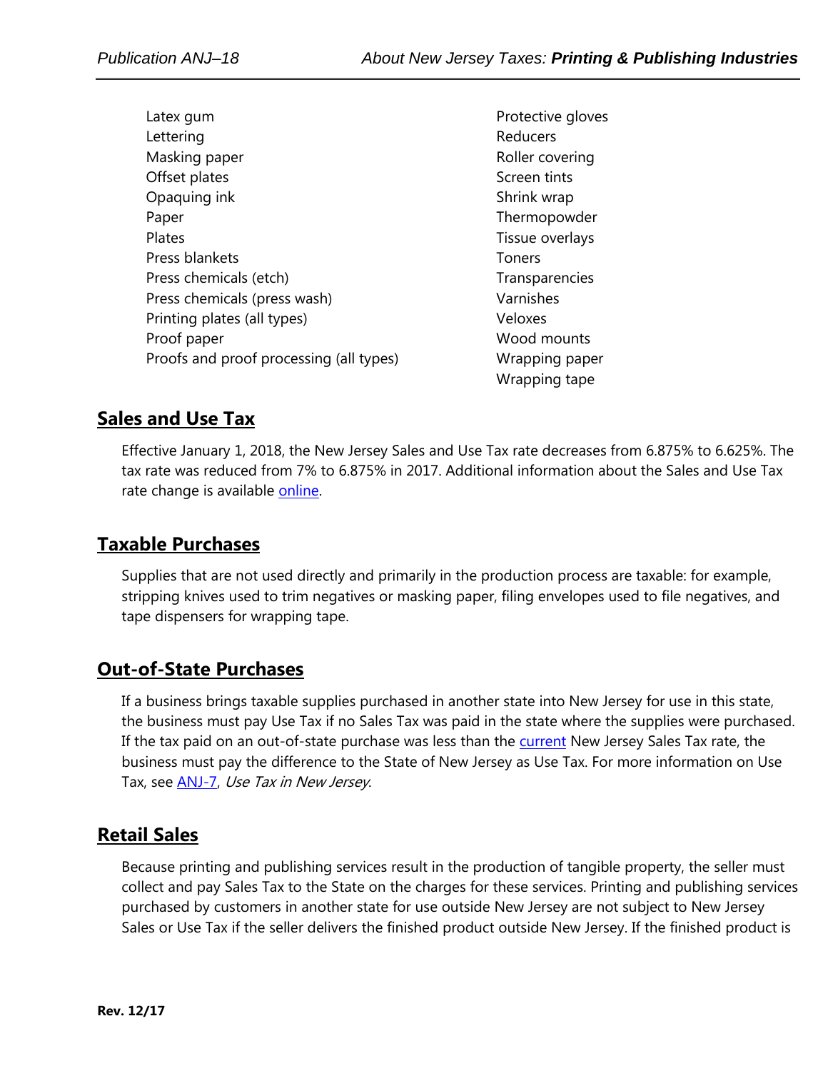- Latex gum
- Lettering
- Masking paper
- Offset plates
- Opaquing ink
- Paper
- Plates
- Press blankets
- Press chemicals (etch)
- Press chemicals (press wash)
- Printing plates (all types)
- Proof paper
- Proofs and proof processing (all types)
- Protective gloves
- Reducers
- Roller covering
- Screen tints
- Shrink wrap
- Thermopowder
- Tissue overlays
- Toners
- Transparencies
- Varnishes
- Veloxes
- Wood mounts
- Wrapping paper
- Wrapping tape

## Sales and Use Tax

Effective January 1, 2018, the New Jersey Sales and Use Tax rate decreases from 6.875% to 6.625%. The tax rate was reduced from 7% to 6.875% in 2017. Additional information about the Sales and Use Tax rate change is available online.

## Taxable Purchases

Supplies that are not used directly and primarily in the production process are taxable: for example, stripping knives used to trim negatives or masking paper, filing envelopes used to file negatives, and tape dispensers for wrapping tape.

## Out-of-State Purchases

If a business brings taxable supplies purchased in another state into New Jersey for use in this state, the business must pay Use Tax if no Sales Tax was paid in the state where the supplies were purchased. If the tax paid on an out-of-state purchase was less than the current New Jersey Sales Tax rate, the business must pay the difference to the State of New Jersey as Use Tax. For more information on Use Tax, see ANJ-7, *Use Tax in New Jersey*.

## Retail Sales

Because printing and publishing services result in the production of tangible property, the seller must collect and pay Sales Tax to the State on the charges for these services. Printing and publishing services purchased by customers in another state for use outside New Jersey are not subject to New Jersey Sales or Use Tax if the seller delivers the finished product outside New Jersey. If the finished product is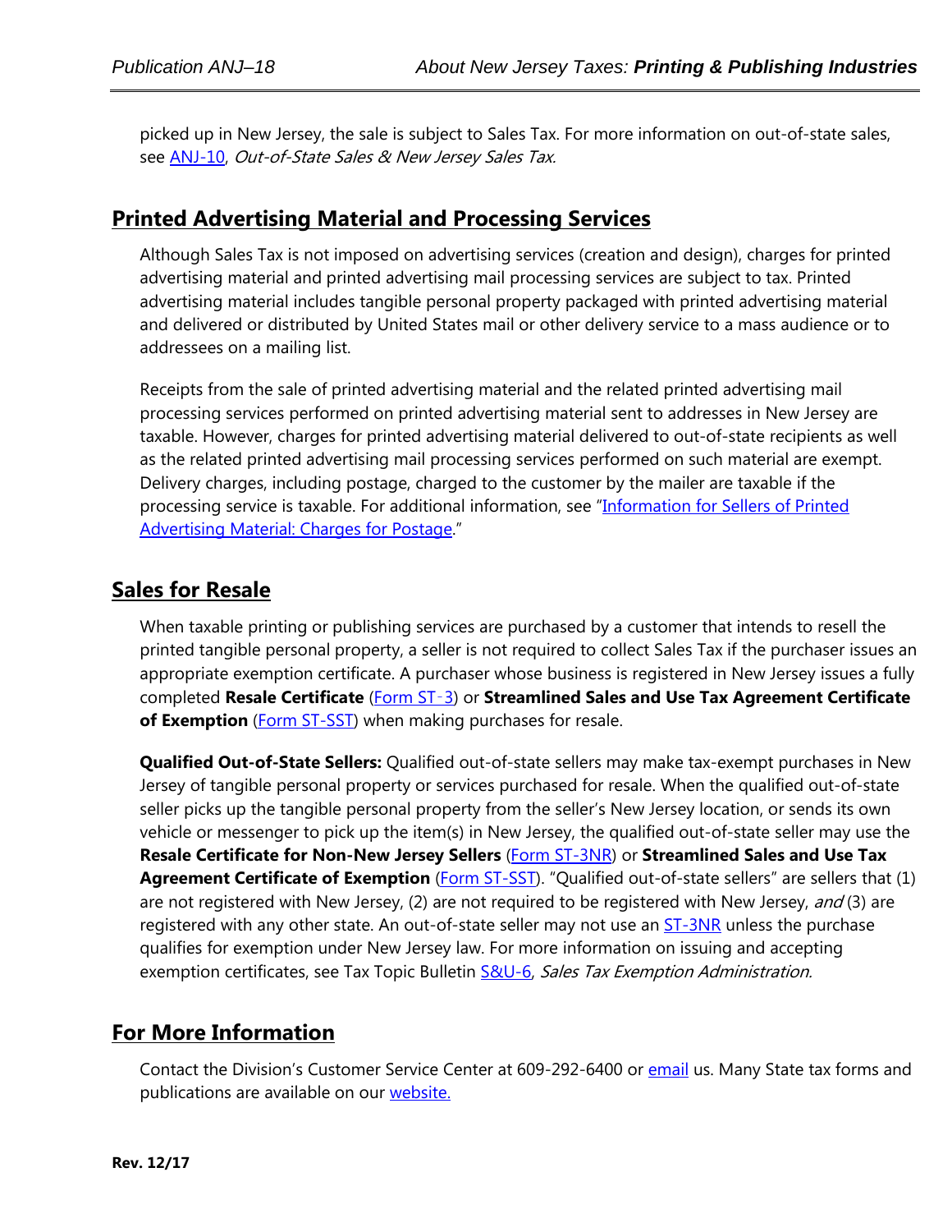picked up in New Jersey, the sale is subject to Sales Tax. For more information on out-of-state sales, see ANJ-10, *Out-of-State Sales & New Jersey Sales Tax.*

## Printed Advertising Material and Processing Services

Although Sales Tax is not imposed on advertising services (creation and design), charges for printed advertising material and printed advertising mail processing services are subject to tax. Printed advertising material includes tangible personal property packaged with printed advertising material and delivered or distributed by United States mail or other delivery service to a mass audience or to addressees on a mailing list.

Receipts from the sale of printed advertising material and the related printed advertising mail processing services performed on printed advertising material sent to addresses in New Jersey are taxable. However, charges for printed advertising material delivered to out-of-state recipients as well as the related printed advertising mail processing services performed on such material are exempt. Delivery charges, including postage, charged to the customer by the mailer are taxable if the processing service is taxable. For additional information, see "Information for Sellers of Printed Advertising Material: Charges for Postage."

## Sales for Resale

When taxable printing or publishing services are purchased by a customer that intends to resell the printed tangible personal property, a seller is not required to collect Sales Tax if the purchaser issues an appropriate exemption certificate. A purchaser whose business is registered in New Jersey issues a fully completed **Resale Certificate** (Form ST-3) or **Streamlined Sales and Use Tax Agreement Certificate of Exemption** (Form ST-SST) when making purchases for resale.

**Qualified Out-of-State Sellers:** Qualified out-of-state sellers may make tax-exempt purchases in New Jersey of tangible personal property or services purchased for resale. When the qualified out-of-state seller picks up the tangible personal property from the seller's New Jersey location, or sends its own vehicle or messenger to pick up the item(s) in New Jersey, the qualified out-of-state seller may use the **Resale Certificate for Non-New Jersey Sellers** (Form ST-3NR) or **Streamlined Sales and Use Tax Agreement Certificate of Exemption** (Form ST-SST). "Qualified out-of-state sellers" are sellers that (1) are not registered with New Jersey, (2) are not required to be registered with New Jersey, *and* (3) are registered with any other state. An out-of-state seller may not use an ST-3NR unless the purchase qualifies for exemption under New Jersey law. For more information on issuing and accepting exemption certificates, see Tax Topic Bulletin S&U-6, *Sales Tax Exemption Administration.*

## For More Information

Contact the Division's Customer Service Center at 609-292-6400 or email us. Many State tax forms and publications are available on our website.

**Rev. 12/17**